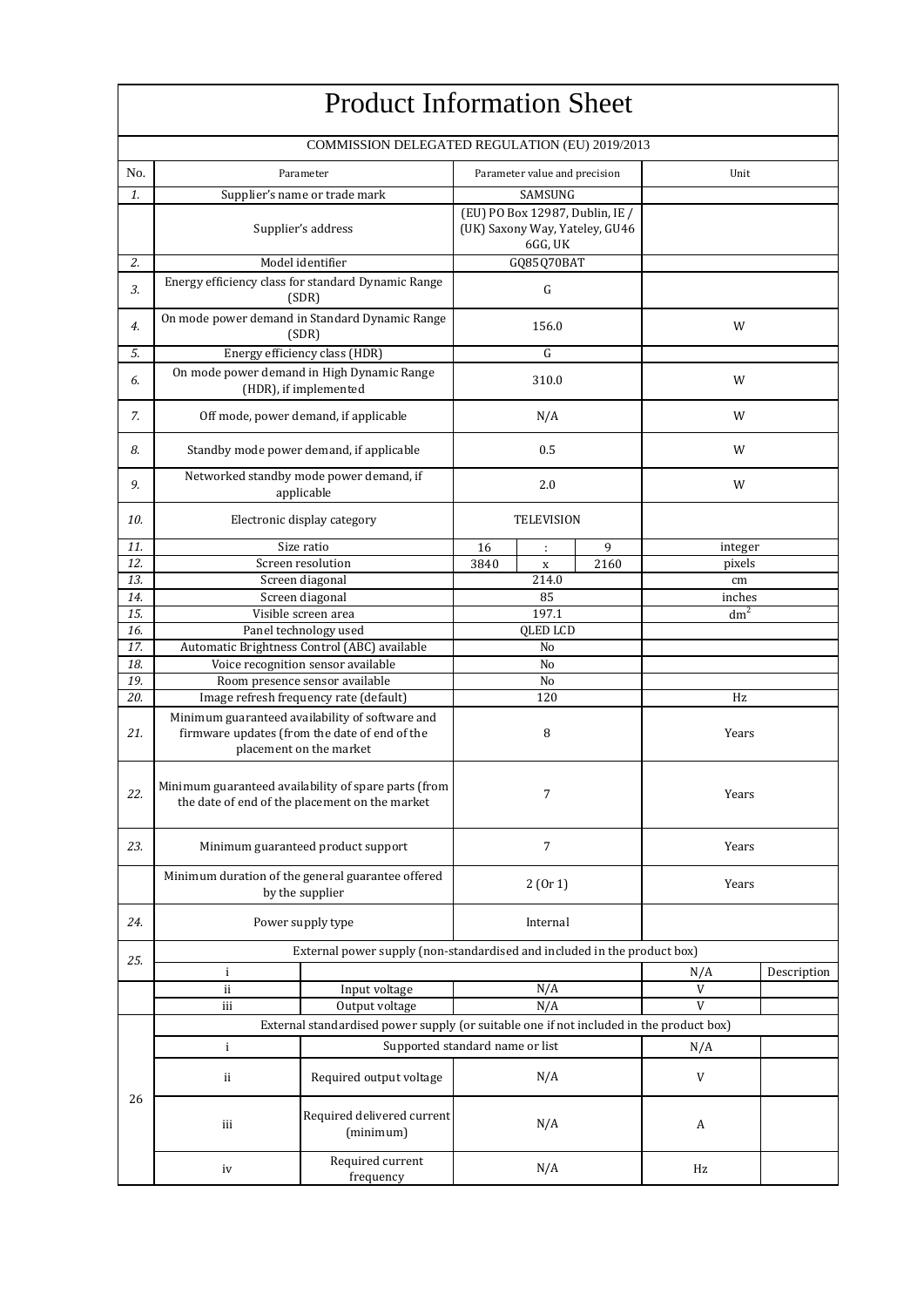# Product Information Sheet

COMMISSION DELEGATED REGULATION (EU) 2019/2013

| No. | Parameter | | Parameter value and precision | | | Unit | |
|---|---|---|---|---|---|---|---|
| *1.* | Supplier's name or trade mark | | SAMSUNG | | | | |
| | Supplier's address | | (EU) PO Box 12987, Dublin, IE / (UK) Saxony Way, Yateley, GU46 6GG, UK | | | | |
| *2.* | Model identifier | | GQ85Q70BAT | | | | |
| *3.* | Energy efficiency class for standard Dynamic Range (SDR) | | G | | | | |
| *4.* | On mode power demand in Standard Dynamic Range (SDR) | | 156.0 | | | W | |
| *5.* | Energy efficiency class (HDR) | | G | | | | |
| *6.* | On mode power demand in High Dynamic Range (HDR), if implemented | | 310.0 | | | W | |
| *7.* | Off mode, power demand, if applicable | | N/A | | | W | |
| *8.* | Standby mode power demand, if applicable | | 0.5 | | | W | |
| *9.* | Networked standby mode power demand, if applicable | | 2.0 | | | W | |
| *10.* | Electronic display category | | TELEVISION | | | | |
| *11.* | Size ratio | | 16 | : | 9 | integer | |
| *12.* | Screen resolution | | 3840 | x | 2160 | pixels | |
| *13.* | Screen diagonal | | 214.0 | | | cm | |
| *14.* | Screen diagonal | | 85 | | | inches | |
| *15.* | Visible screen area | | 197.1 | | | $dm^2$ | |
| *16.* | Panel technology used | | QLED LCD | | | | |
| *17.* | Automatic Brightness Control (ABC) available | | No | | | | |
| *18.* | Voice recognition sensor available | | No | | | | |
| *19.* | Room presence sensor available | | No | | | | |
| *20.* | Image refresh frequency rate (default) | | 120 | | | Hz | |
| *21.* | Minimum guaranteed availability of software and firmware updates (from the date of end of the placement on the market | | 8 | | | Years | |
| *22.* | Minimum guaranteed availability of spare parts (from the date of end of the placement on the market | | 7 | | | Years | |
| *23.* | Minimum guaranteed product support | | 7 | | | Years | |
| | Minimum duration of the general guarantee offered by the supplier | | 2 (Or 1) | | | Years | |
| *24.* | Power supply type | | Internal | | | | |
| *25.* | External power supply (non-standardised and included in the product box) | | | | | | |
| | i | | | | | N/A | Description |
| | ii | Input voltage | N/A | | | V | |
| | iii | Output voltage | N/A | | | V | |
| 26 | External standardised power supply (or suitable one if not included in the product box) | | | | | | |
| | i | Supported standard name or list | | | | N/A | |
| | ii | Required output voltage | N/A | | | V | |
| | iii | Required delivered current (minimum) | N/A | | | A | |
| | iv | Required current frequency | N/A | | | Hz | |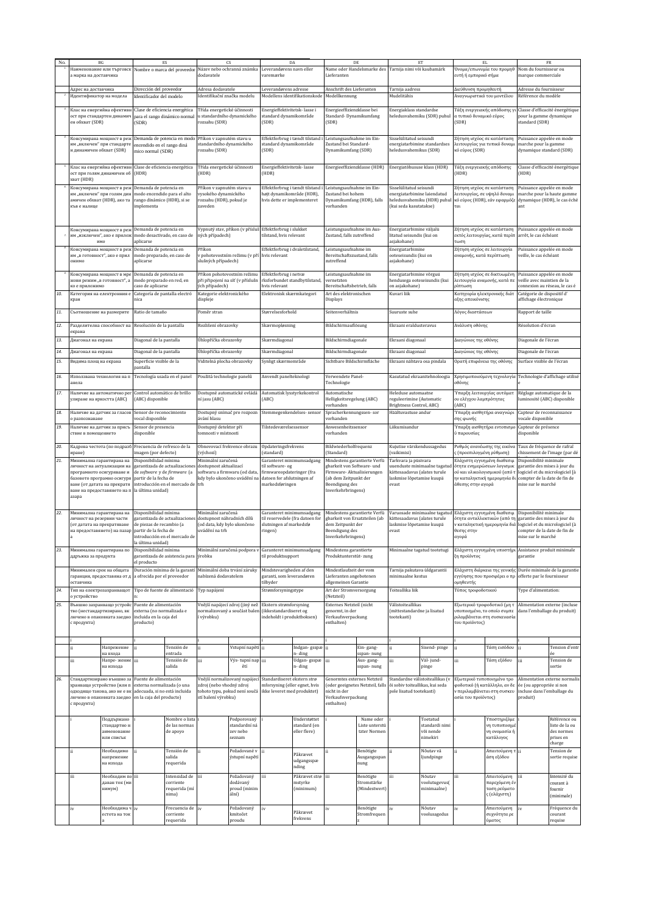| No. | BG | ES | CS | DA | DE | ET | EL | FR |
|---|---|---|---|---|---|---|---|---|
| 1 | Наименование или търговска марка на доставчика | Nombre o marca del proveedor | Název nebo ochranná známka dodavatele | Leverandørens navn eller varemærke | Name oder Handelsmarke des Lieferanten | Tarnija nimi või kaubamärk | Όνομα/επωνυμία του προμηθευτή ή εμπορικό σήμα | Nom du fournisseur ou marque commerciale |
| | Адрес на доставчика | Dirección del proveedor | Adresa dodavatele | Leverandørens adresse | Anschrift des Lieferanten | Tarnija aadress | Διεύθυνση προμηθευτή | Adresse du fournisseur |
| 2 | Идентификатор на модела | Identificador del modelo | Identifikační značka modelu | Modellens identifikationskode | Modellkennung | Mudelitähis | Αναγνωριστικό του μοντέλου | Référence du modèle |
| 3 | Клас на енергийна ефективност при стандартен динамичен обхват (SDR) | Clase de eficiencia energética para el rango dinámico normal (SDR) | Třída energetické účinnosti u standardního dynamického rozsahu (SDR) | Energieffektivitetsklasse i standard dynamikområde (SDR) | Energieeffizienzklasse bei Standard- Dynamikumfang (SDR) | Energiaklass standardse heledusvahemiku (SDR) puhul | Τάξη ενεργειακής απόδοσης για τυπικό δυναμικό εύρος (SDR) | Classe d'efficacité énergétique pour la gamme dynamique standard (SDR) |
| 4 | Консумирана мощност в режим „включен" при стандартен динамичен обхват (SDR) | Demanda de potencia en modo encendido en el rango dinámico normal (SDR) | Příkon v zapnutém stavu u standardního dynamického rozsahu (SDR) | Effektforbrug i tændt tilstand i standard dynamikområde (SDR) | Leistungsaufnahme im Ein- Zustand bei Standard- Dynamikumfang (SDR) | Sisselülitatud seisundi energiatarbimine standardses heledusvahemikus (SDR) | Ζήτηση ισχύος σε κατάσταση λειτουργίας για τυπικό δυναμικό εύρος (SDR) | Puissance appelée en mode marche pour la gamme dynamique standard (SDR) |
| 5 | Клас на енергийна ефективност при голям динамичен обхват (HDR) | Clase de eficiencia energética (HDR) | Třída energetické účinnosti (HDR) | Energieffektivitetsklasse (HDR) | Energieeffizienzklasse (HDR) | Energiatõhususe klass (HDR) | Τάξη ενεργειακής απόδοσης (HDR) | Classe d'efficacité énergétique (HDR) |
| 6 | Консумирана мощност в режим „включен" при голям динамичен обхват (HDR), ако такъв е налице | Demanda de potencia en modo encendido para el alto rango dinámico (HDR), si se implementa | Příkon v zapnutém stavu u vysokého dynamického rozsahu (HDR), pokud je zaveden | Effektforbrug i tændt tilstand i højt dynamikområde (HDR), hvis dette er implementeret | Leistungsaufnahme im Ein- Zustand bei hohem Dynamikumfang (HDR), falls vorhanden | Sisselülitatud seisundi energiatarbimine laiendatud heledusvahemiku (HDR) puhul (kui seda kasutatakse) | Ζήτηση ισχύος σε κατάσταση λειτουργίας, σε υψηλό δυναμικό εύρος (HDR), εάν εφαρμόζεται | Puissance appelée en mode marche pour la haute gamme dynamique (HDR), le cas échéant |
| 7 | Консумирана мощност в режим „изключен", ако е приложимо | Demanda de potencia en modo desactivado, en caso de aplicarse | Vypnutý stav, příkon (v příslušných případech) | Effektforbrug i slukket tilstand, hvis relevant | Leistungsaufnahme im Aus- Zustand, falls zutreffend | Energiatarbimine väljalülitatud seisundis (kui on asjakohane) | Ζήτηση ισχύος σε κατάσταση εκτός λειτουργίας, κατά περίπτωση | Puissance appelée en mode arrêt, le cas échéant |
| 8 | Консумирана мощност в режим „в готовност", ако е приложимо | Demanda de potencia en modo preparado, en caso de aplicarse | Příkon v pohotovostním režimu (v příslušných případech) | Effektforbrug i dvaletilstand, hvis relevant | Leistungsaufnahme im Bereitschaftszustand, falls zutreffend | Energiatarbimine ooteseisundis (kui on asjakohane) | Ζήτηση ισχύος σε λειτουργία αναμονής, κατά περίπτωση | Puissance appelée en mode veille, le cas échéant |
| 9 | Консумирана мощност в мрежови режим „в готовност", ако е приложимо | Demanda de potencia en modo preparado en red, en caso de aplicarse | Příkon pohotovostním režimu při připojení na síť (v příslušných případech) | Effektforbrug i netværksforbundet standbytilstand, hvis relevant | Leistungsaufnahme im vernetzten Bereitschaftsbetrieb, falls | Energiatarbimine võrguühendusega ooteseisundis (kui on asjakohane) | Ζήτηση ισχύος σε δικτυωμένη λειτουργία αναμονής, κατά περίπτωση | Puissance appelée en mode veille avec maintien de la connexion au réseau, le cas é |
| 10. | Категория на електронния екран | Categoría de pantalla electrónica | Kategorie elektronického displeje | Elektronisk skærmkategori | Art des elektronischen Displays | Kuvari liik | Κατηγορία ηλεκτρονικής διάταξης απεικόνισης | Catégorie de dispositif d' affichage électronique |
| 11. | Съотношение на размерите | Ratio de tamaño | Poměr stran | Størrelsesforhold | Seitenverhältnis | Suuruste suhe | Λόγος διαστάσεων | Rapport de taille |
| 12. | Разделителна способност на екрана | Resolución de la pantalla | Rozlišení obrazovky | Skærmopløsning | Bildschirmauflösung | Ekraani eraldusteravus | Ανάλυση οθόνης | Résolution d'écran |
| 13. | Диагонал на екрана | Diagonal de la pantalla | Úhlopříčka obrazovky | Skærmdiagonal | Bildschirmdiagonale | Ekraani diagonaal | Διαγώνιος της οθόνης | Diagonale de l'écran |
| 14. | Диагонал на екрана | Diagonal de la pantalla | Úhlopříčka obrazovky | Skærmdiagonal | Bildschirmdiagonale | Ekraani diagonaal | Διαγώνιος της οθόνης | Diagonale de l'écran |
| 15. | Видима площ на екрана | Superficie visible de la pantalla | Viditelná plocha obrazovky | Synligt skærmområde | Sichtbare Bildschirmfläche | Ekraani nähtava osa pindala | Ορατή επιφάνεια της οθόνης | Surface visible de l'écran |
| 16. | Използвана технология на панела | Tecnología usada en el panel | Použitá technologie panelů | Anvendt panelteknologi | Verwendete Panel- Technologie | Kasutatud ekraanitehnoloogia | Χρησιμοποιούμενη τεχνολογία οθόνης | Technologie d'affichage utilisé |
| 17. | Наличие на автоматично регулиране на яркостта (ABC) | Control automático de brillo (ABC) disponible | Dostupné automatické ovládání jasu (ABC) | Automatisk lysstyrkekontrol (ABC) | Automatische Helligkeitsregelung (ABC) vorhanden | Heleduse automaatne reguleerimine (Automatic Brightness Control, ABC) | Ύπαρξη λειτουργίας αυτόματου ελέγχου λαμπρότητας (ABC) | Réglage automatique de la luminosité (ABC) disponible |
| 18. | Наличие на датчик за гласово разпознаване | Sensor de reconocimiento vocal disponible | Dostupný snímač pro rozpoznávání hlasu | Stemmegenkendelses- sensor | Spracherkennungssensor vorhanden | Häältuvastuse andur | Ύπαρξη αισθητήρα αναγνώρισης φωνής | Capteur de reconnaissance vocale disponible |
| 19. | Наличие на датчик за присъствие в помещението | Sensor de presencia disponible | Dostupný detektor přítomnosti v místnosti | Tilstedeværelsessensor | Anwesenheitssensor vorhanden | Liikumisandur | Ύπαρξη αισθητήρα εντοπισμού παρουσίας | Capteur de présence disponible |
| 20. | Кадрова честота (по подразбиране) | Frecuencia de refresco de la imagen (por defecto) | Obnovovací frekvence obrazu (výchozí) | Opdateringsfrekvens (standard) | Bildwiederholfrequenz (Standard) | Kujutise värskendussagedus (vaikimisi) | Ρυθμός ανανέωσης της εικόνας (προεπιλεγμένη ρύθμιση) | Taux de fréquence de rafraîchissement de l'image (par dé |
| 21. | Минимална гарантирана наличност на актуализации на програмното осигуряване и базовото програмно осигуряване (от датата на прекратяване на предоставянето на пазара | Disponibilidad mínima garantizada de actualizaciones de software y de firmware (a partir de la fecha de introducción en el mercado de la última unidad) | Minimální zaručená dostupnost aktualizací softwaru a firmwaru (od data, kdy bylo ukončeno uvádění na trh | Garanteret minimumsadgang til software- og firmwareopdateringer (fra datoen for afslutningen af markedsføringen | Mindestens garantierte Verfügbarkeit von Software- und Firmware- Aktualisierungen (ab dem Zeitpunkt der Beendigung des Inverkehrbringens) | Tarkvara ja püsivara uuenduste minimaalne tagatud kättesaadavus (alates turule laskmise lõpetamise kuupäevast | Ελάχιστη εγγυημένη διαθεσιμότητα ενημερώσεων λογισμικού και υλικολογισμικού (από την καταληκτική ημερομηνία διάθεσης στην αγορά | Disponibilité minimale garantie des mises à jour du logiciel et du micrologiciel (à compter de la date de fin de mise sur le marché |
| 22. | Минимална гарантирана наличност на резервни части (от датата на прекратяване на предоставянето на пазара | Disponibilidad mínima garantizada de piezas de recambio (a partir de la fecha de introducción en el mercado de la última unidad) | Minimální zaručená dostupnost náhradních dílů (od data, kdy bylo ukončeno uvádění na trh | Garanteret minimumsadgang til reservedele (fra datoen for slutningen af markedsføringen) | Mindestens garantierte Verfügbarkeit von Ersatzteilen (ab dem Zeitpunkt der Beendigung des Inverkehrbringens) | Varuosade minimaalne tagatud kättesaadavus (alates turule laskmise lõpetamise kuupäevast | Ελάχιστη εγγυημένη διαθεσιμότητα ανταλλακτικών (από την καταληκτική ημερομηνία διάθεσης στην αγορά | Disponibilité minimale garantie des mises à jour du logiciel et du micrologiciel (à compter de la date de fin de mise sur le marché |
| 23. | Минимална гарантирана поддръжка на продукта | Disponibilidad mínima garantizada de asistencia para el producto | Minimální zaručená podpora výrobku | Garanteret minimumsadgang til produktsupport | Mindestens garantierte Produktunterstützung | Minimaalne tagatud tootetugi | Ελάχιστη εγγυημένη υποστήριξη προϊόντος | Assistance produit minimale garantie |
| | Минимален срок на общата гаранция, предоставяна от доставчика | Duración mínima de la garantía ofrecida por el proveedor | Minimální doba trvání záruky nabízená dodavatelem | Mindstevarigheden af den garanti, som leverandøren tilbyder | Mindestlaufzeit der vom Lieferanten angebotenen allgemeinen Garantie | Tarnija pakutava üldgarantii minimaalne kestus | Ελάχιστη διάρκεια της γενικής εγγύησης που προσφέρει ο προμηθευτής | Durée minimale de la garantie offerte par le fournisseur |
| 24. | Тип на електрозахранващото устройство | Tipo de fuente de alimentación: | Typ napájení | Strømforsyningstype | Art der Stromversorgung (Netzteil) | Toiteallika liik | Τύπος τροφοδοτικού | Type d'alimentation: |
| 25. | Външно захранващо устройство (нестандартизирано, включено в опаковката заедно с продукта) | Fuente de alimentación externa (no normalizada e incluida en la caja del producto) | Vnější napájecí zdroj (jiný než normalizovaný a součást balení výrobku) | Ekstern strømforsyning (ikkestandardiseret og indeholdt i produktboksen) | Externes Netzteil (nicht genormt, in der Verkaufsverpackung enthalten) | Välistoiteallikas (mittestandardne ja lisatud tootekasti) | Εξωτερικό τροφοδοτικό (μη τυποποιημένο, το οποίο συμπεριλαμβάνεται στη συσκευασία του προϊόντος) | Alimentation externe (incluse dans l'emballage du produit) |
| | i | i | i | i | i | i | i | i |
| | ii Напрежение на входа | ii Tensión de entrada | ii Vstupní napětí | ii Indgangs- spænding | ii Ein- gangs- spannung | ii Sisend- pinge | ii Τάση εισόδου | ii Tension d'entrée |
| | iii Напре- жение на изхода | iii Tensión de salida | iii Výs- tupní napětí | iii Udgangs- spænding | iii Aus- gangs- spannung | iii Väl- jund- pinge | iii Τάση εξόδου | iii Tension de sortie |
| 26. | Стандартизирано външно захранващо устройство (или подходящо такова, ако не е включено в опаковката заедно с продукта) | Fuente de alimentación externa normalizada (o una adecuada, si no está incluida en la caja del producto) | Vnější normalizovaný napájecí zdroj (nebo vhodný zdroj tohoto typu, pokud není součástí balení výrobku) | Standardiseret ekstern strømforsyning (eller egnet, hvis ikke leveret med produktet) | Genormtes externes Netzteil (oder geeignetes Netzteil, falls nicht in der Verkaufsverpackung enthalten) | Standardne välistoiteallikas (või sobiv toiteallikas, kui seda pole lisatud tootekasti) | Εξωτερικό τυποποιημένο τροφοδοτικό (ή κατάλληλο, αν δεν περιλαμβάνεται στη συσκευασία του προϊόντος) | Alimentation externe normalisée (ou appropriée si non incluse dans l'emballage du produit) |
| | i Поддържано стандартно наименование или списък | i Nombre o lista de las normas de apoyo | i Podporovaný standardní název nebo seznam | i Understøttet standard (en eller flere) | i Name oder Liste unterstützter Normen | i Toetatud standardi nimi või nende nimekiri | i Υποστηριζόμενη τυποποιημένη ονομασία ή κατάλογος | i Référence ou liste de la ou des normes prises en charge |
| | ii Необходимо напрежение на изхода | ii Tensión de salida requerida | ii Požadované výstupní napětí | ii Påkrævet udgangsspænding | ii Benötigte Ausgangsspannung | ii Nõutav väljundpinge | ii Απαιτούμενη τάση εξόδου | ii Tension de sortie requise |
| | iii Необходим подаван ток (минимум) | iii Intensidad de corriente requerida (mínima) | iii Požadovaný dodávaný proud (minimální) | iii Påkrævet strømstyrke (minimum) | iii Benötigte Stromstärke (Mindestwert) | iii Nõutav voolutugevus( minimaalne) | iii Απαιτούμενη παρεχόμενη ένταση ρεύματος (ελάχιστη) | iii Intensité du courant à fournir (minimale) |
| | iv Необходима честота на тока | iv Frecuencia de corriente requerida | iv Požadovaný kmitočet proudu | iv Påkrævet frekvens | iv Benötigte Stromfrequenz | iv Nõutav voolusagedus | iv Απαιτούμενη συχνότητα ρεύματος | iv Fréquence du courant requise |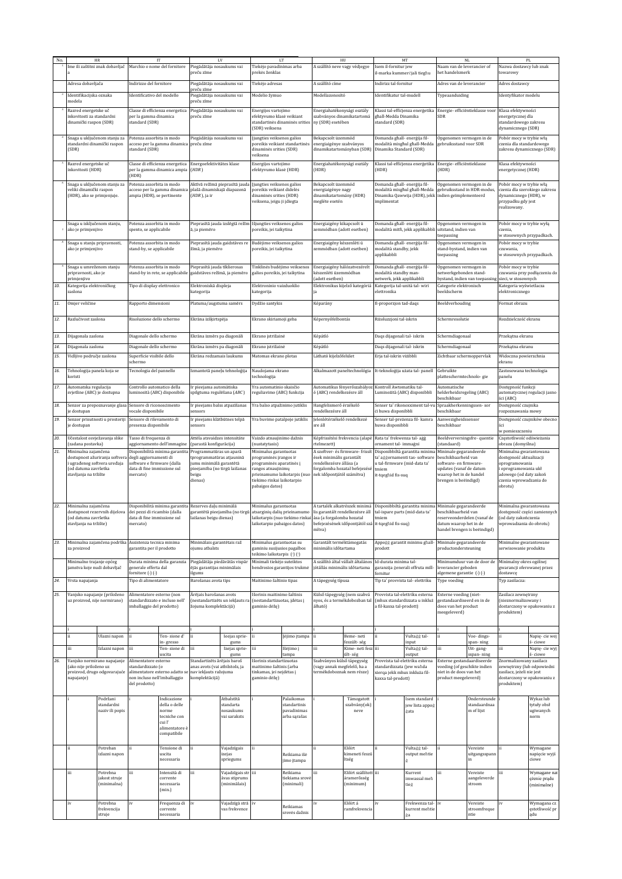| No. | HR | IT | LV | LT | HU | MT | NL | PL |
|---|---|---|---|---|---|---|---|---|
| 1. | Ime ili zaštitni znak dobavljač a | Marchio o nome del fornitore | Piegādātāja nosaukums vai preču zīme | Tiekėjo pavadinimas arba prekės ženklas | A szállító neve vagy védjegye | Isem il-fornitur jew il-marka kummerċjali tiegħu | Naam van de leverancier of het handelsmerk | Nazwa dostawcy lub znak towarowy |
| | Adresa dobavljača | Indirizzo del fornitore | Piegādātāja nosaukums vai preču zīme | Tiekėjo adresas | A szállító címe | Indirizz tal-fornitur | Adres van de leverancier | Adres dostawcy |
| 2. | Identifikacijska oznaka modela | Identificativo del modello | Piegādātāja nosaukums vai preču zīme | Modelio žymuo | Modellazonosító | Identifikatur tal-mudell | Typeaanduiding | Identyfikator modelu |
| 3. | Razred energetske uč inkovitosti za standardni dinamički raspon (SDR) | Classe di efficienza energetica per la gamma dinamica standard (SDR) | Piegādātāja nosaukums vai preču zīme | Energijos vartojimo efektyvumo klasė veikiant standartinės dinaminės srities (SDR) veiksena | Energiahatékonysági osztály szabványos dinamikatartomá ny (SDR) esetében | Klassi tal-effiċjenza enerġetika għall-Medda Dinamika standard (SDR) | Energie- efficiëntieklasse voor SDR | Klasa efektywności energetycznej dla standardowego zakresu dynamicznego (SDR) |
| 4. | Snaga u uključenom stanju za standardni dinamički raspon (SDR) | Potenza assorbita in modo acceso per la gamma dinamica standard (SDR) | Piegādātāja nosaukums vai preču zīme | Įjungties veiksenos galios poreikis veikiant standartinės dinaminės srities (SDR) veiksena | Bekapcsolt üzemmód energiaigénye szabványos dinamikatartományban (SDR) | Domanda għall- enerġija fil-modalità mixgħul għall-Medda Dinamika Standard (SDR) | Opgenomen vermogen in de gebruiksstand voor SDR | Pobór mocy w trybie włą czenia dla standardowego zakresu dynamicznego (SDR) |
| 5. | Razred energetske uč inkovitosti (HDR) | Classe di efficienza energetica per la gamma dinamica ampia (HDR) | Energoefektivitātes klase (HDR) | Energijos vartojimo efektyvumo klasė (HDR) | Energiahatékonysági osztály (HDR) | Klassi tal-effiċjenza enerġetika (HDR) | Energie- efficiëntieklasse (HDR) | Klasa efektywności energetycznej (HDR) |
| 6. | Snaga u uključenom stanju za veliki dinamički raspon (HDR), ako se primjenjuje. | Potenza assorbita in modo acceso per la gamma dinamica ampia (HDR), se pertinente | Aktīvā režīmā pieprasītā jauda plašā dinamiskajā diapazonā (HDR), ja ir | Įjungties veiksenos galios poreikis veikiant didelės dinaminės srities (HDR) veiksena, jeigu ji įdiegta | Bekapcsolt üzemmód energiaigénye nagy dinamikatartomány (HDR) megléte esetén | Domanda għall- enerġija fil-modalità mixgħul għall-Medda Dinamika Qawwija (HDR), jekk implimentat | Opgenomen vermogen in de gebruiksstand in HDR-modus, indien geïmplementeerd | Pobór mocy w trybie włą czenia dla szerokiego zakresu dynamicznego (HDR), w przypadku gdy jest realizowany. |
| 7. | Snaga u isključenom stanju, ako je primjenjivo | Potenza assorbita in modo spento, se applicabile | Pieprasītā jauda izslēgtā režīm ā, ja piemēro | Išjungties veiksenos galios poreikis, jei taikytina | Energiaigény kikapcsolt ü zemmódban (adott esetben) | Domanda għall- enerġija fil-modalità mitfi, jekk applikabbli | Opgenomen vermogen in uitstand, indien van toepassing | Pobór mocy w trybie wyłą czenia, w stosownych przypadkach. |
| 8. | Snaga u stanju pripravnosti, ako je primjenjivo | Potenza assorbita in modo stand-by, se applicabile | Pieprasītā jauda gaidstāves re žīmā, ja piemēro | Budėjimo veiksenos galios poreikis, jei taikytina | Energiaigény készenléti ü zemmódban (adott esetben) | Domanda għall- enerġija fil-modalità standby, jekk applikabbli | Opgenomen vermogen in stand-bystand, indien van toepassing | Pobór mocy w trybie czuwania, w stosownych przypadkach. |
| 9. | Snaga u umreženom stanju pripravnosti, ako je primjenjivo | Potenza assorbita in modo stand-by in rete, se applicabile | Pieprasītā jauda tīklierosas gaidstāves režīmā, ja piemēro | Tinklinės budėjimo veiksenos galios poreikis, jei taikytina | Energiaigény hálózatvezérelt készenléti üzemmódban (adott esetben) | Domanda għall- enerġija fil-modalità standby man-network, jekk applikabbli | Opgenomen vermogen in netwerkgebonden stand-bystand, indien van toepassing | Pobór mocy w trybie czuwania przy podłączeniu do sieci, w stosownych |
| 10. | Kategorija elektroničkog zaslona | Tipo di display elettronico | Elektroniskā displeja kategorija | Elektroninio vaizduoklio kategorija | Elektronikus kijelző kategóriá ja | Kategorija tal-unità tal- wiri elettronika | Categorie elektronisch beeldscherm | Kategoria wyświetlacza elektronicznego |
| 11. | Omjer veličine | Rapporto dimensioni | Platuma/augstuma samērs | Dydžio santykis | Képarány | Il-proporzjon tad-daqs | Beeldverhouding | Format obrazu |
| 12. | Razlučivost zaslona | Risoluzione dello schermo | Ekrāna izšķirtspēja | Ekrano skiriamoji geba | Képernyőfelbontás | Riżoluzzjoni tal-iskrin | Schermresolutie | Rozdzielczość ekranu |
| 13. | Dijagonala zaslona | Diagonale dello schermo | Ekrāna izmērs pa diagonāli | Ekrano įstrižainė | Képátló | Daqs dijagonali tal- iskrin | Schermdiagonaal | Przekątna ekranu |
| 14. | Dijagonala zaslona | Diagonale dello schermo | Ekrāna izmērs pa diagonāli | Ekrano įstrižainė | Képátló | Daqs dijagonali tal- iskrin | Schermdiagonaal | Przekątna ekranu |
| 15. | Vidljivo područje zaslona | Superficie visibile dello schermo | Ekrāna redzamais laukums | Matomas ekrano plotas | Látható kijelzőfelület | Erja tal-iskrin viżibbli | Zichtbaar schermoppervlak | Widoczna powierzchnia ekranu |
| 16. | Tehnologija panela koja se koristi | Tecnologia del pannello | Izmantotā paneļu tehnoloģija | Naudojama ekrano technologija | Alkalmazott paneltechnológia | It-teknoloġija użata tal- panell | Gebruikte platteschermtechnolo- gie | Zastosowana technologia panelu |
| 17. | Automatska regulacija svjetline (ABC) je dostupna | Controllo automatico della luminosità (ABC) disponibile | Ir pieejama automātiska spilgtuma regulēšana (ABC) | Yra automatinio skaisčio reguliavimo (ABC) funkcija | Automatikus fényerőszabályoz ó (ABC) rendelkezésre áll | Kontroll Awtomatiku tal-Luminożità (ABC) disponibbli | Automatische helderheidsregeling (ABC) beschikbaar | Dostępność funkcji automatycznej regulacji jasno ści (ABC) |
| 18. | Senzor za prepoznavanje glasa je dostupan | Sensore di riconoscimento vocale disponibile | Ir pieejams balss atpazīšanas sensors | Yra balso atpažinimo jutiklis | Hangfelismerő érzékelő rendelkezésre áll | Senser ta' rikonoxximent tal-vu ċi huwa disponibbli | Spraakherkenningssen- sor beschikbaar | Dostępność czujnika rozpoznawania mowy |
| 19. | Senzor prisutnosti u prostoriji je dostupan | Sensore di rilevamento di presenza disponibile | Ir pieejams klātbūtnes telpā sensors | Yra buvimo patalpoje jutiklis | Jelenlétérzékelő rendelkezé sre áll | Senser tal-preżenza fil- kamra huwa disponibbli | Aanwezigheidssensor beschikbaar | Dostępność czujników obecno ści w pomieszczeniu |
| 20. | Učestalost osvježavanja slike (zadana postavka) | Tasso di frequenza di aggiornamento dell'immagine | Attēla atsvaidzes intensitāte (parastā konfigurācija) | Vaizdo atnaujinimo dažnis (nustatytasis) | Képfrissítési frekvencia (alapé rtelmezett) | Rata ta' frekwenza tal- aġġ ornament tal- immaġni | Beeldverversingsfre- quentie (standaard) | Częstotliwość odświeżania obrazu (domyślna) |
| 21. | Minimalna zajamčena dostupnost ažuriranja softvera i ugrađenog softvera uređaja (od datuma završetka stavljanja na tržište | Disponibilità minima garantita degli aggiornamenti di software e firmware (dalla data di fine immissione sul mercato) | Programmatūras un aparā tprogrammatūras atjaunināj jumu minimālā garantētā pieejamība (no tirgū laišanas beigu dienas) | Minimalus garantuotas programinės įrangos ir programinės aparatinės į rangos atnaujinimų prieinamumo laikotarpis (nuo tiekimo rinkai laikotarpio pabaigos datos) | A szoftver- és firmware- frissít ések minimális garantált rendelkezésre állása (a forgalomba hozatal befejezésé nek időpontjától számítva) | Disponibbiltà garantita minima ta' aġġornamenti tas- software u tal-firmware (mid-data ta' tmiem it-tqegħid fis-suq) | Minimale gegarandeerde beschikbaarheid van software- en firmware-updates (vanaf de datum waarop het in de handel brengen is beëindigd) | Minimalna gwarantowana dostępność aktualizacji oprogramowania i oprogramowania ukł adowego (od daty zakoń czenia wprowadzania do obrotu) |
| 22. | Minimalna zajamčena dostupnost rezervnih dijelova (od datuma završetka stavljanja na tržište) | Disponibilità minima garantita dei pezzi di ricambio (dalla data di fine immissione sul mercato) | Rezerves daļu minimālā garantētā pieejamība (no tirgū laišanas beigu dienas) | Minimalus garantuotas atsarginių dalių prieinamumo laikotarpis (nuo tiekimo rinkai laikotarpio pabaigos datos) | A tartalék alkatrészek minimá lis garantált rendelkezésre áll ása (a forgalomba hozatal befejezésének időpontjától szá mítva) | Disponibbiltà garantita minima tal-ispare parts (mid-data ta' tmiem it-tqegħid fis-suq) | Minimale gegarandeerde beschikbaarheid van reserveonderdelen (vanaf de datum waarop het in de handel brengen is beëindigd) | Minimalna gwarantowana dostępność części zamiennych (od daty zakończenia wprowadzania do obrotu) |
| 23. | Minimalna zajamčena podrška za proizvod | Assistenza tecnica minima garantita per il prodotto | Minimālais garantētais raž ojumu atbalsts | Minimalus garantuotas su gaminiu susijusios pagalbos teikimo laikotarpis (1) (2) | Garantált terméktámogatás minimális időtartama | Appoġġ garantit minimu għall-prodott | Minimale gegarandeerde productondersteuning | Minimalne gwarantowane serwisowanie produktu |
| | Minimalno trajanje općeg jamstva koje nudi dobavljač | Durata minima della garanzia generale offerta dal fornitore (1) (2) | Piegādātāja piedāvātās vispār ējās garantijas minimālais ilgums | Minimali tiekėjo suteiktos bendrosios garantijos trukmė | A szállító által vállalt általános jótállás minimális időtartama | Id-durata minima tal-garanzija ġenerali offruta mill-fornitur | Minimumduur van de door de leverancier geboden algemene garantie (1) (2) | Minimalny okres ogólnej gwarancji oferowanej przez dostawcę |
| 24. | Vrsta napajanja | Tipo di alimentatore | Barošanas avota tips | Maitinimo šaltinio tipas | A tápegység típusa | Tip ta' provvista tal- elettriku | Type voeding | Typ zasilacza: |
| 25. | Vanjsko napajanje (priloženo uz proizvod, nije normirano) | Alimentatore esterno (non standardizzato e incluso nell' imballaggio del prodotto) | Ārējais barošanas avots (nestandartizēts un iekļauts ra žojuma komplektācijā) | Išorinis maitinimo šaltinis (nestandartizuotas, įdėtas į gaminio dėžę) | Külső tápegység (nem szabvá nyos, és a termékdobozban tal álható) | Provvista tal-elettriku esterna (mhux standardizzata u inkluż a fil-kaxxa tal-prodott) | Externe voeding (niet-gestandaardiseerd en in de doos van het product meegeleverd) | Zasilacz zewnętrzny (nieznormalizowany i dostarczony w opakowaniu z produktem) |
| | i | i | i | i | i | i | i | i |
| | ii Ulazni napon | ii Ten- sione d' in- gresso | ii Ieejas sprie- gums | ii Įėjimo įtampa | ii Beme- neti feszült- ség | ii Vultaġġ tal- input | ii Voe- dings- span- ning | ii Napię- cie wej ś- ciowe |
| | iii Izlazni napon | iii Ten- sione di uscita | iii Izejas sprie- gums | iii Išėjimo į tampa | iii Kime- neti fesz ült- ség | iii Vultaġġ tal- output | iii Uit- gang- span- ning | iii Napię- cie wyj ś- ciowe |
| 26. | Vanjsko normirano napajanje (ako nije priloženo uz proizvod, drugo odgovarajuće napajanje) | Alimentatore esterno standardizzato (o alimentatore esterno adatto se non incluso nell'imballaggio del prodotto) | Standartizēts ārējais baroš anas avots (vai atbilstošs, ja nav iekļauts ražojuma komplektācijā) | Išorinis standartizuotas maitinimo šaltinis (arba tinkamas, jei neįdėtas į gaminio dėžę) | Szabványos külső tápegység (vagy annak megfelelő, ha a termékdoboznak nem része) | Provvista tal-elettriku esterna standardizzata (jew waħda xierqa jekk mhux inkluża fil-kaxxa tal-prodott) | Externe gestandaardiseerde voeding (of geschikte indien niet in de doos van het product meegeleverd) | Znormalizowany zasilacz zewnętrzny (lub odpowiedni zasilacz, jeżeli nie jest dostarczony w opakowaniu z produktem) |
| | i Podržani standardni naziv ili popis | i Indicazione della o delle norme tecniche con cui l' alimentatore è compatibile | i Atbalstītā standarta nosaukums vai saraksts | i Palaikomas standartinis pavadinimas arba sąrašas | i Támogatott szabvány(ok) neve | i Isem standard jew lista appoġġata | i Ondersteunde standaardnaam of lijst | i Wykaz lub tytuły obsługiwanych norm |
| | ii Potreban izlazni napon | ii Tensione di uscita necessaria | ii Vajadzīgais izejas spriegums | ii Reikiama išė jimo įtampa | ii Előírt kimeneti feszü ltség | ii Vultaġġ tal- output meħtieġ | ii Vereiste uitgangsspanning | ii Wymagane napięcie wyjściowe |
| | iii Potrebna jakost struje (minimalna) | iii Intensità di corrente necessaria (min.) | iii Vajadzīgais strāvas stiprums (minimālais) | iii Reikiama tiekiama srovė (minimali) | iii Előírt szállított áramerősség (minimum) | iii Kurrent imwassal meħtieġ | iii Vereiste aangeleverde stroom | iii Wymagane natężenie prądu (minimalne) |
| | iv Potrebna frekvencija struje | iv Frequenza di corrente necessaria | iv Vajadzīgā strāvas frekvence | iv Reikiamas srovės dažnis | iv Előírt ramfrekvencia | iv Frekwenza tal- kurrent meħtieġa | iv Vereiste stroomfrequentie | iv Wymagana częstotliwość prądu |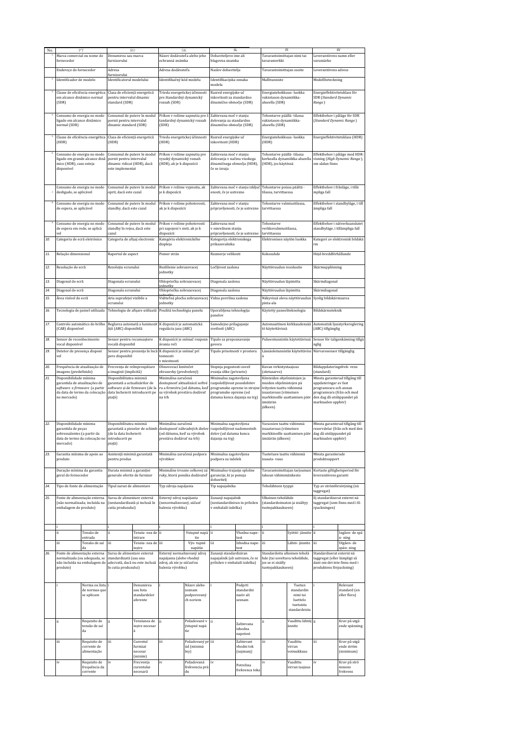| No. | PT | | RO | | SK | | SL | | FI | | SV | |
|---|---|---|---|---|---|---|---|---|---|---|---|---|
| 1 | Marca comercial ou nome do fornecedor | | Denumirea sau marca furnizorului | | Názov dodávateľa alebo jeho ochranná známka | | Dobaviteljevo ime ali blagovna znamka | | Tavarantoimittajan nimi tai tavaramerkki | | Leverantörens namn eller varumärke | |
| | Endereço do fornecedor | | Adresa furnizorului | | Adresa dodávateľa | | Naslov dobavitelja | | Tavarantoimittajan osoite | | Leverantörens adress | |
| 2 | Identificador de modelo | | Identificatorul modelului | | Identifikačný kód modelu | | Identifikacijska oznaka modela | | Mallitunniste | | Modellbeteckning | |
| 3 | Classe de eficiência energética em alcance dinâmico normal (SDR) | | Clasa de eficiență energetică pentru intervalul dinamic standard (SDR) | | Trieda energetickej účinnosti pre štandardný dynamický rozsah (SDR) | | Razred energijske uč inkovitosti za standardno dinamično območje (SDR) | | Energiatehokkuus- luokka vakiotason dynamiikka-alueella (SDR) | | Energieffektivitetsklass för SDR (*Standard Dynamic Range*) | |
| 4 | Consumo de energia no modo ligado em alcance dinâmico normal (SDR) | | Consumul de putere în modul pornit pentru intervalul dinamic standard (SDR) | | Príkon v režime zapnutia pre štandardný dynamický rozsah (SDR) | | Zahtevana moč v stanju delovanja za standardno dinamično območje (SDR) | | Tehontarve päällä- tilassa vakiotason dynamiikka-alueella (SDR) | | Effektbehov i påläge för SDR (*Standard Dynamic Range*) | |
| 5 | Classe de eficiência energética (HDR) | | Clasa de eficiență energetică (HDR) | | Trieda energetickej účinnosti (HDR) | | Razred energijske uč inkovitosti (HDR) | | Energiatehokkuus- luokka (HDR) | | Energieffektivitetsklass (HDR) | |
| 6 | Consumo de energia no modo ligado em grande alcance dinâmico (HDR), caso esteja disponível | | Consumul de putere în modul pornit pentru intervalul dinamic ridicat (HDR), dacă este implementat | | Príkon v režime zapnutia pre vysoký dynamický rozsah (HDR), ak je k dispozícii | | Zahtevana moč v stanju delovanja v načinu visokega dinamičnega območja (HDR), če se izvaja | | Tehontarve päällä- tilassa korkealla dynamiikka-alueella (HDR), jos käytössä | | Effektbehov i påläge med HDR-visning (*High Dynamic Range*), om sådan finns | |
| 7 | Consumo de energia no modo desligado, se aplicável | | Consumul de putere în modul oprit, dacă este cazul | | Príkon v režime vypnutia, ak je k dispozícii | | Zahtevana moč v stanju izključenosti, če je ustrezno | | Tehontarve poissa päältä -tilassa, tarvittaessa | | Effektbehov i frånläge, i tillämpliga fall | |
| 8 | Consumo de energia no modo de espera, se aplicável | | Consumul de putere în modul standby, dacă este cazul | | Príkon v režime pohotovosti, ak je k dispozícii | | Zahtevana moč v stanju pripravljenosti, če je ustrezno | | Tehontarve valmiustilassa, tarvittaessa | | Effektbehov i standbyläge, i tillämpliga fall | |
| 9 | Consumo de energia no modo de espera em rede, se aplicá vel | | Consumul de putere în modul standby în rețea, dacă este cazul | | Príkon v režime pohotovosti pri zapojení v sieti, ak je k dispozícii | | Zahtevana moč v omreženem stanju pripravljenosti, če je ustrezno | | Tehontarve verkkovalmiustilassa, tarvittaessa | | Effektbehov i nätverksanslutet standbyläge, i tillämpliga fall | |
| 10. | Categoria de ecrã eletrónico | | Categoria de afișaj electronic | | Kategória elektronického displeja | | Kategorija elektronskega prikazovalnika | | Elektronisen näytön luokka | | Kategori av elektronisk bildskärm | |
| 11. | Relação dimensional | | Raportul de aspect | | Pomer strán | | Razmerje velikosti | | Kokosuhde | | Höjd-breddförhållande | |
| 12. | Resolução do ecrã | | Rezoluția ecranului | | Rozlíšenie zobrazovacej jednotky | | Ločljivost zaslona | | Näyttöruudun resoluutio | | Skärmupplösning | |
| 13. | Diagonal do ecrã | | Diagonala ecranului | | Uhlopriečka zobrazovacej jednotky | | Diagonala zaslona | | Näyttöruudun läpimitta | | Skärmdiagonal | |
| 14. | Diagonal do ecrã | | Diagonala ecranului | | Uhlopriečka zobrazovacej jednotky | | Diagonala zaslona | | Näyttöruudun läpimitta | | Skärmdiagonal | |
| 15. | Área visível do ecrã | | Aria suprafeței vizibile a ecranului | | Viditeľná plocha zobrazovacej jednotky | | Vidna površina zaslona | | Näkyvissä oleva näyttöruudun pinta-ala | | Synlig bildskärmsarea | |
| 16. | Tecnologia de painel utilizada | | Tehnologia de afișare utilizată | | Použitá technológia panelu | | Uporabljena tehnologija panelov | | Käytetty paneeliteknologia | | Bildskärmsteknik | |
| 17. | Controlo automático do brilho (CAB) disponível | | Reglarea automată a luminozității (ABC) disponibilă | | K dispozícii je automatická regulácia jasu (ABC) | | Samodejno prilagajanje svetlosti (ABC) | | Automaattinen kirkkaudensäätö käytettävissä | | Automatisk ljusstyrkereglering (ABC) tillgänglig | |
| 18. | Sensor de reconhecimento vocal disponível | | Senzor pentru recunoaștere vocală disponibil | | K dispozícii je snímač rozpoznávania reči | | Tipalo za prepoznavanje govora | | Puheentunnistin käytettävissä | | Sensor för taligenkänning tillgänglig | |
| 19. | Detetor de presença disponível | | Senzor pentru prezența în încăpere disponibil | | K dispozícii je snímač prítomnosti v miestnosti | | Tipalo prisotnosti v prostoru | | Läsnäolotunnistin käytettävissä | | Närvarosensor tillgänglig | |
| 20. | Frequência de atualização de imagens (predefinido) | | Frecvența de reîmprospătare a imaginii (implicită) | | Obnovovací kmitočet obrazovky (predvolený) | | Stopnja pogostosti osveževanja slike (privzeto) | | Kuvan virkistystaajuus (oletusarvo) | | Bilduppdateringsfrek- vens (standard) | |
| 21. | Disponibilidade mínima garantida de atualizações de *software* e *firmware* (a partir da data de termo da colocação no mercado) | | Disponibilitatea minimă garantată a actualizărilor de software și de firmware (de la data încheierii introducerii pe piață) | | Minimálna zaručená dostupnosť aktualizácií softvéru a firmvéru (od dátumu, keď sa výrobok prestáva dodávať na trh | | Minimalna zagotovljena razpoložljivost posodobitev programske opreme in strojne programske opreme (od datuma konca dajanja na trg) | | Kiinteiden ohjelmistojen ja muiden ohjelmistojen päivitysten taattu vähimmäissaatavuus (viimeisen markkinoille saattamisen päivämäärän jälkeen) | | Minsta garanterad tillgång till uppdateringar av fast programvara och annan programvara (från och med den dag då utsläppandet på marknaden upphör) | |
| 22. | Disponibilidade mínima garantida de peças sobressalentes (a partir da data de termo da colocação no mercado) | | Disponibilitatea minimă garantată a pieselor de schimb (de la data încheierii introducerii pe piață) | | Minimálna zaručená dostupnosť náhradných dielov (od dátumu, keď sa výrobok prestáva dodávať na trh) | | Minimalna zagotovljena razpoložljivost nadomestnih delov (od datuma konca dajanja na trg) | | Varaosien taattu vähimmäissaatavuus (viimeisen markkinoille saattamisen päivämäärän jälkeen) | | Minsta garanterad tillgång till reservdelar (från och med den dag då utsläppandet på marknaden upphör) | |
| 23. | Garantia mínima de apoio ao produto | | Asistență minimă garantată pentru produs | | Minimálna zaručená podpora výrobkov | | Minimalna zagotovljena podpora za izdelek | | Tuotetuen taattu vähimmäissaata- vuus | | Minsta garanterade produktsupport | |
| | Duração mínima da garantia geral do fornecedor | | Durata minimă a garanției generale oferite de furnizor | | Minimálne trvanie celkovej záruky, ktorú ponúka dodávateľ | | Minimalno trajanje splošne garancije, ki jo ponuja dobavitelj | | Tavarantoimittajan tarjoaman takuun vähimmäiskesto | | Kortaste giltighetsperiod för leverantörens garanti | |
| 24. | Tipo de fonte de alimentação | | Tipul sursei de alimentare | | Typ zdroja napájania | | Tip napajalnika | | Teholähteen tyyppi | | Typ av strömförsörjning (nätaggregat) | |
| 25. | Fonte de alimentação externa (não normalizada; incluída na embalagem do produto) | | Sursa de alimentare externă (nestandardizată și inclusă în cutia produsului) | | Externý zdroj napájania (nenormalizovaný, súčasť balenia výrobku) | | Zunanji napajalnik (nestandardiziran in priložen v embalaži izdelka) | | Ulkoinen teholähde (standardoimaton ja sisältyy tuotepakkaukseen) | | Ej standardiserat externt nätaggregat (som finns med i förpackningen) | |
| | i | | i | | i | | i | | i | | i | |
| | ii | Tensão de entrada | ii | Tensiu- nea de intrare | ii | Vstupné napätie | ii | Vhodna nape- tost | ii | Syöttö- jännite | ii | Ingåen- de spänning |
| | iii | Tensão de saída | iii | Tensiu- nea de ieșire | iii | Výs- tupné napätie | iii | Izhodna nape- tost | iii | Lähtö- jännite | iii | Utgåen- de spän- ning |
| 26. | Fonte de alimentação externa normalizada (ou adequada, se não incluída na embalagem do produto) | | Sursa de alimentare externă standardizată (sau una adecvată, dacă nu este inclusă în cutia produsului) | | Externý normalizovaný zdroj napájania (alebo vhodný zdroj, ak nie je súčasťou balenia výrobku) | | Zunanji standardiziran napajalnik (ali ustrezen, če ni priložen v embalaži izdelka) | | Standardoitu ulkoinen teholähde (tai soveltuva teholähde, jos se ei sisälly tuotepakkaukseen) | | Standardiserat externt nätaggregat (eller lämpligt så dant om det inte finns med i produktens förpackning) | |
| | i | Norma ou lista de normas que se aplicam | i | Denumirea sau lista standardelor aferente | i | Názov alebo zoznam podporovaných noriem | i | Podprti standardni naziv ali seznam | i | Tuetun standardin nimi tai luettelo tuetuista standardeista | i | Relevant standard (en eller flera) |
| | ii | Requisito de tensão de saída | ii | Tensiunea de ieșire necesară | ii | Požadované výstupné napätie | ii | Zahtevana izhodna napetost | ii | Vaadittu lähtöjännite | ii | Krav på utgående spänning |
| | iii | Requisito de corrente de alimentação | iii | Curentul furnizat necesar (minim) | iii | Požadovaný prúd (minimálny) | iii | Zahtevani vhodni tok (najmanj) | iii | Vaadittu virran voimakkuus | iii | Krav på utgående ström (minimum) |
| | iv | Requisito de frequência da corrente | iv | Frecvența curentului necesară | iv | Požadovaná frekvencia prúdu | iv | Potrebna frekvenca toka | iv | Vaadittu virran taajuus | iv | Krav på strömmens frekvens |